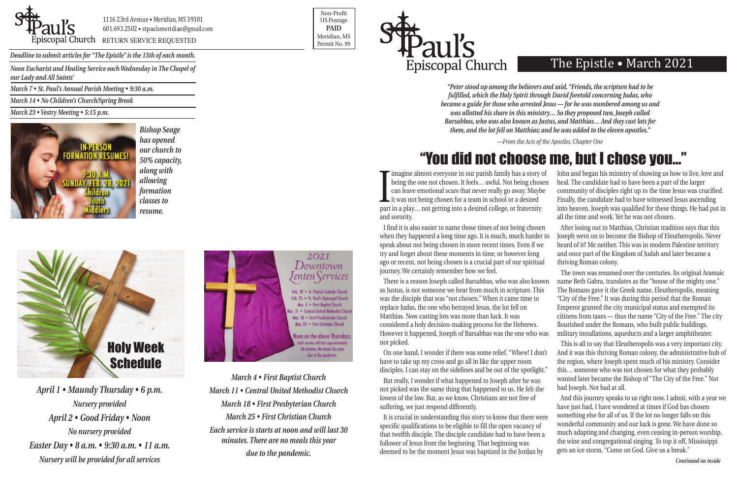St. Paul's Episcopal Church

1116 23rd Avenue • Meridian, MS 39301
601.693.2502 • stpaulsmeridian@gmail.com
RETURN SERVICE REQUESTED

Non-Profit
US Postage
**PAID**
Meridian, MS
Permit No. 99

*Deadline to submit articles for "The Epistle" is the 15th of each month.*

*Noon Eucharist and Healing Service each Wednesday in The Chapel of our Lady and All Saints'*

*March 7 • St. Paul's Annual Parish Meeting • 9:30 a.m.*

*March 14 • No Children's Church/Spring Break*

*March 23 • Vestry Meeting • 5:15 p.m.*

IN-PERSON FORMATION RESUMES!
9:30 A.M. SUNDAY, FEB. 28, 2021
Children
Youth
Middlers

*Bishop Seage has opened our church to 50% capacity, along with allowing formation classes to resume.*

## Holy Week Schedule

*April 1 • Maundy Thursday • 6 p.m.*
*Nursery provided*
*April 2 • Good Friday • Noon*
*No nursery provided*
*Easter Day • 8 a.m. • 9:30 a.m. • 11 a.m.*
*Nursery will be provided for all services*

2021 Downtown Lenten Services

Feb. 18 • St. Patrick Catholic Church
Feb. 25 • St. Paul's Episcopal Church
Mar. 4 • First Baptist Church
Mar. 11 • Central United Methodist Church
Mar. 18 • First Presbyterian Church
Mar. 25 • First Christian Church

Noon on the above Thursdays. Each service will last approximately 30 minutes. No meals this year due to the pandemic.

*March 4 • First Baptist Church*
*March 11 • Central United Methodist Church*
*March 18 • First Presbyterian Church*
*March 25 • First Christian Church*
*Each service is starts at noon and will last 30 minutes. There are no meals this year due to the pandemic.*

St. Paul's Episcopal Church

# The Epistle • March 2021

***"Peter stood up among the believers and said, "Friends, the scripture had to be fulfilled, which the Holy Spirit through David foretold concerning Judas, who became a guide for those who arrested Jesus — for he was numbered among us and was allotted his share in this ministry… So they proposed two, Joseph called Barsabbas, who was also known as Justus, and Matthias… And they cast lots for them, and the lot fell on Matthias; and he was added to the eleven apostles."***

*—From the Acts of the Apostles, Chapter One*

## "You did not choose me, but I chose you..."

I imagine almost everyone in our parish family has a story of being the one not chosen. It feels… awful. Not being chosen can leave emotional scars that never really go away. Maybe it was not being chosen for a team in school or a desired part in a play… not getting into a desired college, or fraternity and sorority.

I find it is also easier to name those times of not being chosen when they happened a long time ago. It is much, much harder to speak about not being chosen in more recent times. Even if we try and forget about these moments in time, or however long ago or recent, not being chosen is a crucial part of our spiritual journey. We certainly remember how we feel.

There is a reason Joseph called Barsabbas, who was also known as Justus, is not someone we hear from much in scripture. This was the disciple that was "not chosen." When it came time to replace Judas, the one who betrayed Jesus, the lot fell on Matthias. Now casting lots was more than luck. It was considered a holy decision-making process for the Hebrews. However it happened, Joseph of Barsabbas was the one who was not picked.

On one hand, I wonder if there was some relief. "Whew! I don't have to take up my cross and go all in like the upper room disciples. I can stay on the sidelines and be out of the spotlight."

But really, I wonder if what happened to Joseph after he was not picked was the same thing that happened to us. He felt the lowest of the low. But, as we know, Christians are not free of suffering, we just respond differently.

It is crucial in understanding this story to know that there were specific qualifications to be eligible to fill the open vacancy of that twelfth disciple. The disciple candidate had to have been a follower of Jesus from the beginning. That beginning was deemed to be the moment Jesus was baptized in the Jordan by John and began his ministry of showing us how to live, love and heal. The candidate had to have been a part of the larger community of disciples right up to the time Jesus was crucified. Finally, the candidate had to have witnessed Jesus ascending into heaven. Joseph was qualified for these things. He had put in all the time and work. Yet he was not chosen.

After losing out to Matthias, Christian tradition says that this Joseph went on to become the Bishop of Eleutheropolis. Never heard of it? Me neither. This was in modern Palestine territory and once part of the Kingdom of Judah and later became a thriving Roman colony.

The town was renamed over the centuries. Its original Aramaic name Beth Gabra, translates as the "house of the mighty one." The Romans gave it the Greek name, Eleutheropolis, meaning "City of the Free." It was during this period that the Roman Emperor granted the city municipal status and exempted its citizens from taxes — thus the name "City of the Free." The city flourished under the Romans, who built public buildings, military installations, aqueducts and a larger amphitheater.

This is all to say that Eleutheropolis was a very important city. And it was this thriving Roman colony, the administrative hub of the region, where Joseph spent much of his ministry. Consider this… someone who was not chosen for what they probably wanted later became the Bishop of "The City of the Free." Not bad Joseph. Not bad at all.

And this journey speaks to us right now. I admit, with a year we have just had, I have wondered at times if God has chosen something else for all of us. If the lot no longer falls on this wonderful community and our luck is gone. We have done so much adapting and changing, even ceasing in-person worship, the wine and congregational singing. To top it off, Mississippi gets an ice storm. "Come on God. Give us a break."

*Continued on inside*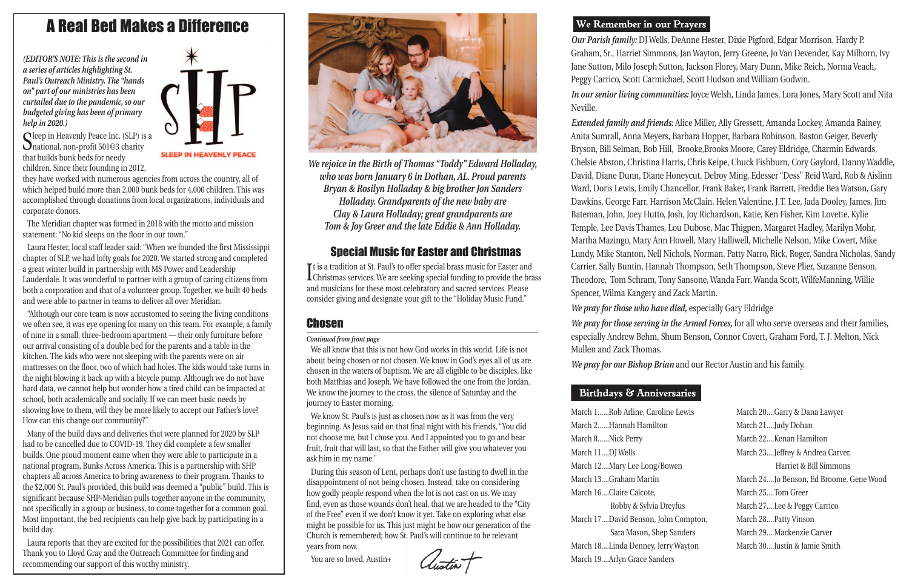# A Real Bed Makes a Difference

*(EDITOR'S NOTE: This is the second in a series of articles highlighting St. Paul's Outreach Ministry. The "hands on" part of our ministries has been curtailed due to the pandemic, so our budgeted giving has been of primary help in 2020.)*

SLEEP IN HEAVENLY PEACE

Sleep in Heavenly Peace Inc. (SLP) is a national, non-profit 501©3 charity that builds bunk beds for needy children. Since their founding in 2012, they have worked with numerous agencies from across the country, all of which helped build more than 2,000 bunk beds for 4,000 children. This was accomplished through donations from local organizations, individuals and corporate donors.

The Meridian chapter was formed in 2018 with the motto and mission statement: "No kid sleeps on the floor in our town."

Laura Hester, local staff leader said: "When we founded the first Mississippi chapter of SLP, we had lofty goals for 2020. We started strong and completed a great winter build in partnership with MS Power and Leadership Lauderdale. It was wonderful to partner with a group of caring citizens from both a corporation and that of a volunteer group. Together, we built 40 beds and were able to partner in teams to deliver all over Meridian.

"Although our core team is now accustomed to seeing the living conditions we often see, it was eye opening for many on this team. For example, a family of nine in a small, three-bedroom apartment — their only furniture before our arrival consisting of a double bed for the parents and a table in the kitchen. The kids who were not sleeping with the parents were on air mattresses on the floor, two of which had holes. The kids would take turns in the night blowing it back up with a bicycle pump. Although we do not have hard data, we cannot help but wonder how a tired child can be impacted at school, both academically and socially. If we can meet basic needs by showing love to them, will they be more likely to accept our Father's love? How can this change our community?"

Many of the build days and deliveries that were planned for 2020 by SLP had to be cancelled due to COVID-19. They did complete a few smaller builds. One proud moment came when they were able to participate in a national program, Bunks Across America. This is a partnership with SHP chapters all across America to bring awareness to their program. Thanks to the $2,000 St. Paul's provided, this build was deemed a "public" build. This is significant because SHP-Meridian pulls together anyone in the community, not specifically in a group or business, to come together for a common goal. Most important, the bed recipients can help give back by participating in a build day.

Laura reports that they are excited for the possibilities that 2021 can offer. Thank you to Lloyd Gray and the Outreach Committee for finding and recommending our support of this worthy ministry.

*We rejoice in the Birth of Thomas "Toddy" Edward Holladay, who was born January 6 in Dothan, AL. Proud parents Bryan & Rosilyn Holladay & big brother Jon Sanders Holladay. Grandparents of the new baby are Clay & Laura Holladay; great grandparents are Tom & Joy Greer and the late Eddie & Ann Holladay.*

## Special Music for Easter and Christmas

It is a tradition at St. Paul's to offer special brass music for Easter and Christmas services. We are seeking special funding to provide the brass and musicians for these most celebratory and sacred services. Please consider giving and designate your gift to the "Holiday Music Fund."

## Chosen

*Continued from front page*

We all know that this is not how God works in this world. Life is not about being chosen or not chosen. We know in God's eyes all of us are chosen in the waters of baptism. We are all eligible to be disciples, like both Matthias and Joseph. We have followed the one from the Jordan. We know the journey to the cross, the silence of Saturday and the journey to Easter morning.

We know St. Paul's is just as chosen now as it was from the very beginning. As Jesus said on that final night with his friends, "You did not choose me, but I chose you. And I appointed you to go and bear fruit, fruit that will last, so that the Father will give you whatever you ask him in my name."

During this season of Lent, perhaps don't use fasting to dwell in the disappointment of not being chosen. Instead, take on considering how godly people respond when the lot is not cast on us. We may find, even as those wounds don't heal, that we are headed to the "City of the Free" even if we don't know it yet. Take on exploring what else might be possible for us. This just might be how our generation of the Church is remembered; how St. Paul's will continue to be relevant years from now.

You are so loved. Austin+

Austin+

## We Remember in our Prayers

***Our Parish family:*** DJ Wells, DeAnne Hester, Dixie Pigford, Edgar Morrison, Hardy P. Graham, Sr., Harriet Simmons, Jan Wayton, Jerry Greene, Jo Van Devender, Kay Milhorn, Ivy Jane Sutton, Milo Joseph Sutton, Jackson Florey, Mary Dunn, Mike Reich, Norma Veach, Peggy Carrico, Scott Carmichael, Scott Hudson and William Godwin.

***In our senior living communities:*** Joyce Welsh, Linda James, Lora Jones, Mary Scott and Nita Neville.

***Extended family and friends:*** Alice Miller, Ally Gressett, Amanda Lockey, Amanda Rainey, Anita Sumrall, Anna Meyers, Barbara Hopper, Barbara Robinson, Baston Geiger, Beverly Bryson, Bill Selman, Bob Hill, Brooke,Brooks Moore, Carey Eldridge, Charmin Edwards, Chelsie Abston, Christina Harris, Chris Keipe, Chuck Fishburn, Cory Gaylord, Danny Waddle, David, Diane Dunn, Diane Honeycut, Delroy Ming, Edesser "Dess" Reid Ward, Rob & Aislinn Ward, Doris Lewis, Emily Chancellor, Frank Baker, Frank Barrett, Freddie Bea Watson, Gary Dawkins, George Farr, Harrison McClain, Helen Valentine, J.T. Lee, Jada Dooley, James, Jim Bateman, John, Joey Hutto, Josh, Joy Richardson, Katie, Ken Fisher, Kim Lovette, Kylie Temple, Lee Davis Thames, Lou Dubose, Mac Thigpen, Margaret Hadley, Marilyn Mohr, Martha Mazingo, Mary Ann Howell, Mary Halliwell, Michelle Nelson, Mike Covert, Mike Lundy, Mike Stanton, Nell Nichols, Norman, Patty Narro, Rick, Roger, Sandra Nicholas, Sandy Carrier, Sally Buntin, Hannah Thompson, Seth Thompson, Steve Plier, Suzanne Benson, Theodore, Tom Schram, Tony Sansone, Wanda Farr, Wanda Scott, WilfeManning, Willie Spencer, Wilma Kangery and Zack Martin.

***We pray for those who have died,*** especially Gary Eldridge

***We pray for those serving in the Armed Forces,*** for all who serve overseas and their families, especially Andrew Behm, Shum Benson, Connor Covert, Graham Ford, T. J. Melton, Nick Mullen and Zack Thomas.

***We pray for our Bishop Brian*** and our Rector Austin and his family.

## Birthdays & Anniversaries

March 1......Rob Arline, Caroline Lewis
March 2......Hannah Hamilton
March 8......Nick Perry
March 11....DJ Wells
March 12....Mary Lee Long/Bowen
March 13....Graham Martin
March 16....Claire Calcote, Robby & Sylvia Dreyfus
March 17....David Benson, John Compton, Sara Mason, Shep Sanders
March 18....Linda Denney, Jerry Wayton
March 19....Arlyn Grace Sanders
March 20....Garry & Dana Lawyer
March 21....Judy Dohan
March 22....Kenan Hamilton
March 23....Jeffrey & Andrea Carver, Harriet & Bill Simmons
March 24....Jo Benson, Ed Broome, Gene Wood
March 25....Tom Greer
March 27....Lee & Peggy Carrico
March 28....Patty Vinson
March 29....Mackenzie Carver
March 30....Justin & Jamie Smith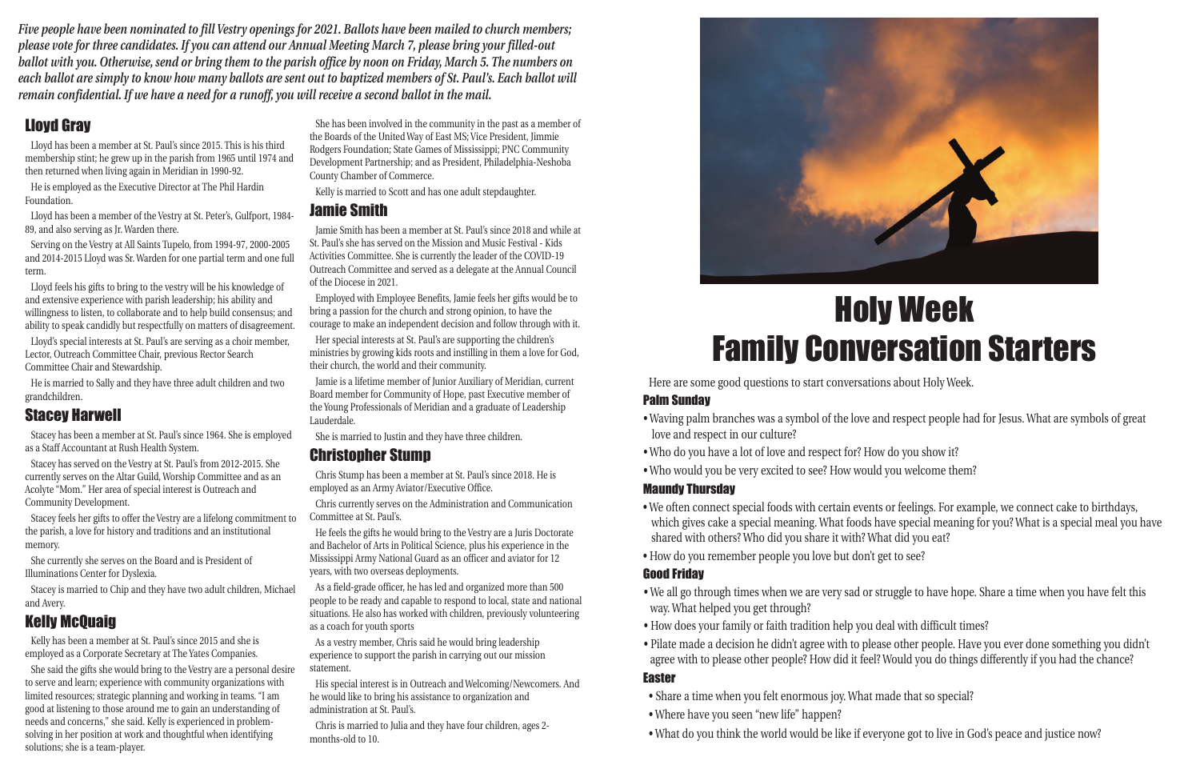*Five people have been nominated to fill Vestry openings for 2021. Ballots have been mailed to church members; please vote for three candidates. If you can attend our Annual Meeting March 7, please bring your filled-out ballot with you. Otherwise, send or bring them to the parish office by noon on Friday, March 5. The numbers on each ballot are simply to know how many ballots are sent out to baptized members of St. Paul's. Each ballot will remain confidential. If we have a need for a runoff, you will receive a second ballot in the mail.*

## Lloyd Gray

Lloyd has been a member at St. Paul's since 2015. This is his third membership stint; he grew up in the parish from 1965 until 1974 and then returned when living again in Meridian in 1990-92.

He is employed as the Executive Director at The Phil Hardin Foundation.

Lloyd has been a member of the Vestry at St. Peter's, Gulfport, 1984-89, and also serving as Jr. Warden there.

Serving on the Vestry at All Saints Tupelo, from 1994-97, 2000-2005 and 2014-2015 Lloyd was Sr. Warden for one partial term and one full term.

Lloyd feels his gifts to bring to the vestry will be his knowledge of and extensive experience with parish leadership; his ability and willingness to listen, to collaborate and to help build consensus; and ability to speak candidly but respectfully on matters of disagreement.

Lloyd's special interests at St. Paul's are serving as a choir member, Lector, Outreach Committee Chair, previous Rector Search Committee Chair and Stewardship.

He is married to Sally and they have three adult children and two grandchildren.

## Stacey Harwell

Stacey has been a member at St. Paul's since 1964. She is employed as a Staff Accountant at Rush Health System.

Stacey has served on the Vestry at St. Paul's from 2012-2015. She currently serves on the Altar Guild, Worship Committee and as an Acolyte "Mom." Her area of special interest is Outreach and Community Development.

Stacey feels her gifts to offer the Vestry are a lifelong commitment to the parish, a love for history and traditions and an institutional memory.

She currently she serves on the Board and is President of Illuminations Center for Dyslexia.

Stacey is married to Chip and they have two adult children, Michael and Avery.

## Kelly McQuaig

Kelly has been a member at St. Paul's since 2015 and she is employed as a Corporate Secretary at The Yates Companies.

She said the gifts she would bring to the Vestry are a personal desire to serve and learn; experience with community organizations with limited resources; strategic planning and working in teams. "I am good at listening to those around me to gain an understanding of needs and concerns," she said. Kelly is experienced in problem-solving in her position at work and thoughtful when identifying solutions; she is a team-player.

She has been involved in the community in the past as a member of the Boards of the United Way of East MS; Vice President, Jimmie Rodgers Foundation; State Games of Mississippi; PNC Community Development Partnership; and as President, Philadelphia-Neshoba County Chamber of Commerce.

Kelly is married to Scott and has one adult stepdaughter.

## Jamie Smith

Jamie Smith has been a member at St. Paul's since 2018 and while at St. Paul's she has served on the Mission and Music Festival - Kids Activities Committee. She is currently the leader of the COVID-19 Outreach Committee and served as a delegate at the Annual Council of the Diocese in 2021.

Employed with Employee Benefits, Jamie feels her gifts would be to bring a passion for the church and strong opinion, to have the courage to make an independent decision and follow through with it.

Her special interests at St. Paul's are supporting the children's ministries by growing kids roots and instilling in them a love for God, their church, the world and their community.

Jamie is a lifetime member of Junior Auxiliary of Meridian, current Board member for Community of Hope, past Executive member of the Young Professionals of Meridian and a graduate of Leadership Lauderdale.

She is married to Justin and they have three children.

## Christopher Stump

Chris Stump has been a member at St. Paul's since 2018. He is employed as an Army Aviator/Executive Office.

Chris currently serves on the Administration and Communication Committee at St. Paul's.

He feels the gifts he would bring to the Vestry are a Juris Doctorate and Bachelor of Arts in Political Science, plus his experience in the Mississippi Army National Guard as an officer and aviator for 12 years, with two overseas deployments.

As a field-grade officer, he has led and organized more than 500 people to be ready and capable to respond to local, state and national situations. He also has worked with children, previously volunteering as a coach for youth sports

As a vestry member, Chris said he would bring leadership experience to support the parish in carrying out our mission statement.

His special interest is in Outreach and Welcoming/Newcomers. And he would like to bring his assistance to organization and administration at St. Paul's.

Chris is married to Julia and they have four children, ages 2-months-old to 10.

# Holy Week Family Conversation Starters

Here are some good questions to start conversations about Holy Week.

### Palm Sunday

- Waving palm branches was a symbol of the love and respect people had for Jesus. What are symbols of great love and respect in our culture?
- Who do you have a lot of love and respect for? How do you show it?
- Who would you be very excited to see? How would you welcome them?

### Maundy Thursday

- We often connect special foods with certain events or feelings. For example, we connect cake to birthdays, which gives cake a special meaning. What foods have special meaning for you? What is a special meal you have shared with others? Who did you share it with? What did you eat?
- How do you remember people you love but don't get to see?

### Good Friday

- We all go through times when we are very sad or struggle to have hope. Share a time when you have felt this way. What helped you get through?
- How does your family or faith tradition help you deal with difficult times?
- Pilate made a decision he didn't agree with to please other people. Have you ever done something you didn't agree with to please other people? How did it feel? Would you do things differently if you had the chance?

### Easter

- Share a time when you felt enormous joy. What made that so special?
- Where have you seen "new life" happen?
- What do you think the world would be like if everyone got to live in God's peace and justice now?